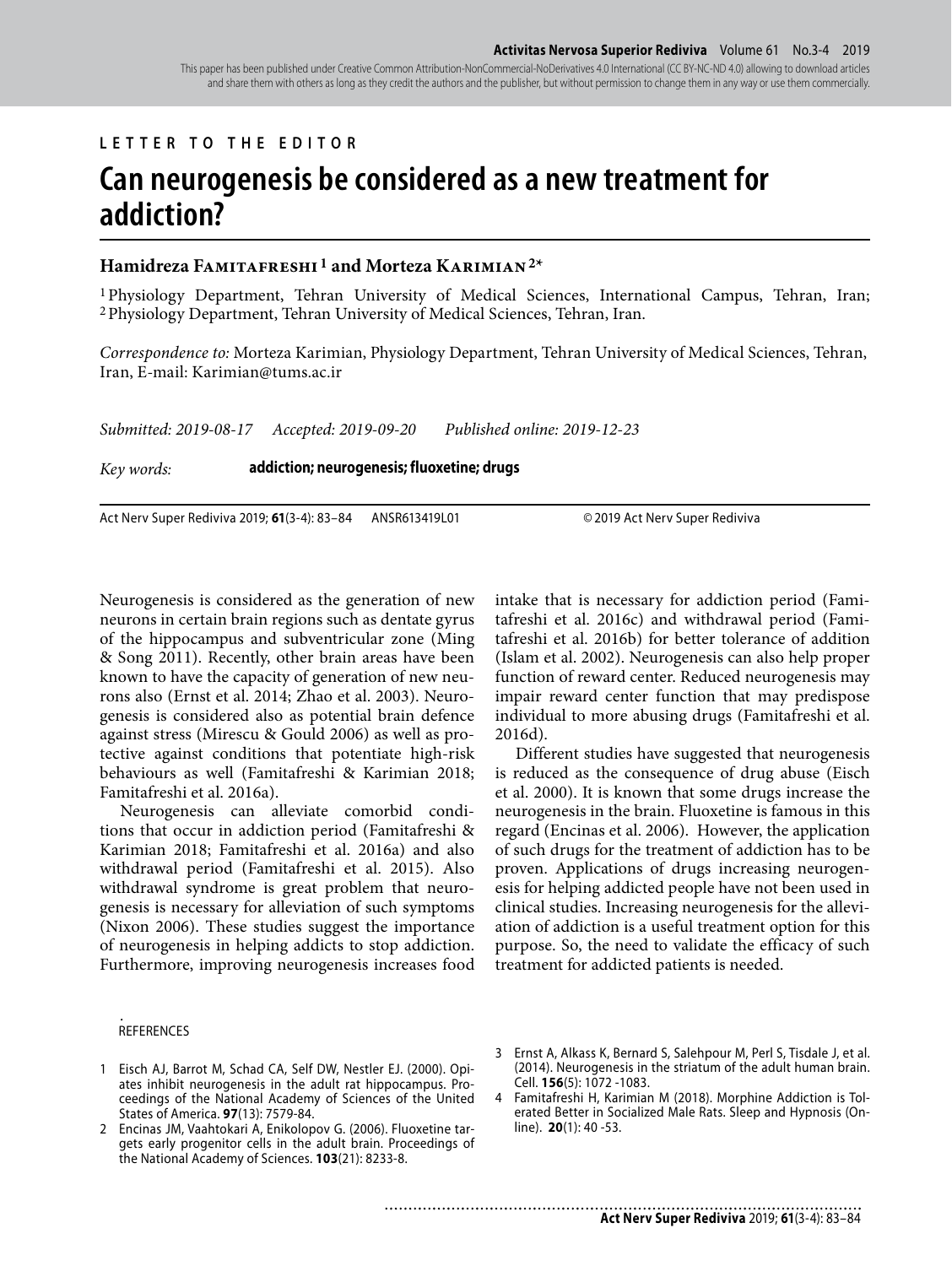LETTER TO THE EDITOR

# Can neurogenesis be considered as a new treatment for addiction?

**Hamidreza Famitafreshi** [1] **and Morteza Karimian** [2*]

[1] Physiology Department, Tehran University of Medical Sciences, International Campus, Tehran, Iran; [2] Physiology Department, Tehran University of Medical Sciences, Tehran, Iran.

*Correspondence to:* Morteza Karimian, Physiology Department, Tehran University of Medical Sciences, Tehran, Iran, E-mail: Karimian@tums.ac.ir

*Submitted: 2019-08-17* *Accepted: 2019-09-20* *Published online: 2019-12-23*

*Key words:* **addiction; neurogenesis; fluoxetine; drugs**

Act Nerv Super Rediviva 2019; **61**(3-4): 83–84 ANSR613419L01 © 2019 Act Nerv Super Rediviva

Neurogenesis is considered as the generation of new neurons in certain brain regions such as dentate gyrus of the hippocampus and subventricular zone (Ming & Song 2011). Recently, other brain areas have been known to have the capacity of generation of new neurons also (Ernst et al. 2014; Zhao et al. 2003). Neurogenesis is considered also as potential brain defence against stress (Mirescu & Gould 2006) as well as protective against conditions that potentiate high-risk behaviours as well (Famitafreshi & Karimian 2018; Famitafreshi et al. 2016a).

Neurogenesis can alleviate comorbid conditions that occur in addiction period (Famitafreshi & Karimian 2018; Famitafreshi et al. 2016a) and also withdrawal period (Famitafreshi et al. 2015). Also withdrawal syndrome is great problem that neurogenesis is necessary for alleviation of such symptoms (Nixon 2006). These studies suggest the importance of neurogenesis in helping addicts to stop addiction. Furthermore, improving neurogenesis increases food intake that is necessary for addiction period (Famitafreshi et al. 2016c) and withdrawal period (Famitafreshi et al. 2016b) for better tolerance of addition (Islam et al. 2002). Neurogenesis can also help proper function of reward center. Reduced neurogenesis may impair reward center function that may predispose individual to more abusing drugs (Famitafreshi et al. 2016d).

Different studies have suggested that neurogenesis is reduced as the consequence of drug abuse (Eisch et al. 2000). It is known that some drugs increase the neurogenesis in the brain. Fluoxetine is famous in this regard (Encinas et al. 2006). However, the application of such drugs for the treatment of addiction has to be proven. Applications of drugs increasing neurogenesis for helping addicted people have not been used in clinical studies. Increasing neurogenesis for the alleviation of addiction is a useful treatment option for this purpose. So, the need to validate the efficacy of such treatment for addicted patients is needed.

## REFERENCES

1. Eisch AJ, Barrot M, Schad CA, Self DW, Nestler EJ. (2000). Opiates inhibit neurogenesis in the adult rat hippocampus. Proceedings of the National Academy of Sciences of the United States of America. **97**(13): 7579-84.
2. Encinas JM, Vaahtokari A, Enikolopov G. (2006). Fluoxetine targets early progenitor cells in the adult brain. Proceedings of the National Academy of Sciences. **103**(21): 8233-8.
3. Ernst A, Alkass K, Bernard S, Salehpour M, Perl S, Tisdale J, et al. (2014). Neurogenesis in the striatum of the adult human brain. Cell. **156**(5): 1072 -1083.
4. Famitafreshi H, Karimian M (2018). Morphine Addiction is Tolerated Better in Socialized Male Rats. Sleep and Hypnosis (Online). **20**(1): 40 -53.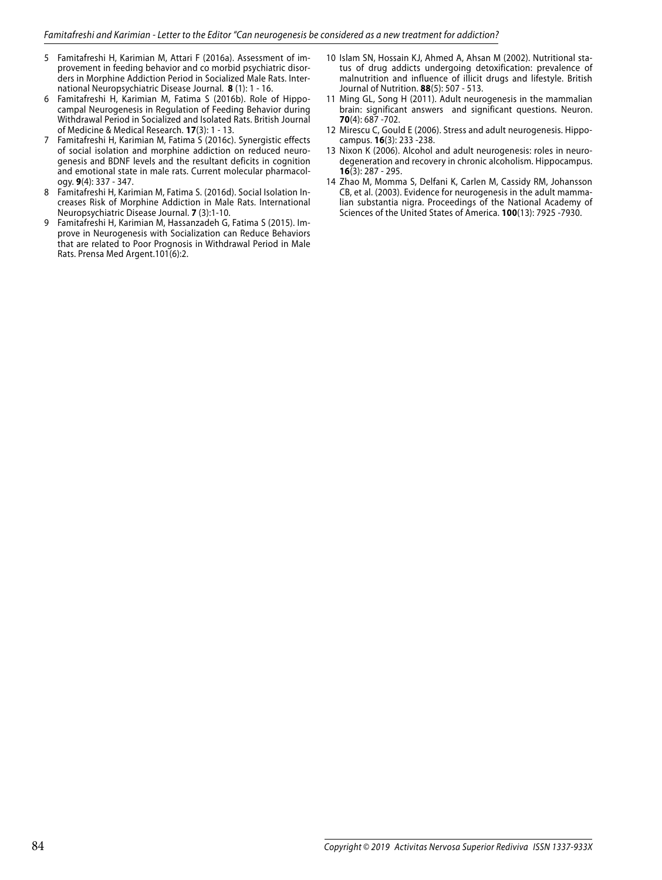5 Famitafreshi H, Karimian M, Attari F (2016a). Assessment of improvement in feeding behavior and co morbid psychiatric disorders in Morphine Addiction Period in Socialized Male Rats. International Neuropsychiatric Disease Journal. **8** (1): 1 - 16.

6 Famitafreshi H, Karimian M, Fatima S (2016b). Role of Hippocampal Neurogenesis in Regulation of Feeding Behavior during Withdrawal Period in Socialized and Isolated Rats. British Journal of Medicine & Medical Research. **17**(3): 1 - 13.

7 Famitafreshi H, Karimian M, Fatima S (2016c). Synergistic effects of social isolation and morphine addiction on reduced neurogenesis and BDNF levels and the resultant deficits in cognition and emotional state in male rats. Current molecular pharmacology. **9**(4): 337 - 347.

8 Famitafreshi H, Karimian M, Fatima S. (2016d). Social Isolation Increases Risk of Morphine Addiction in Male Rats. International Neuropsychiatric Disease Journal. **7** (3):1-10.

9 Famitafreshi H, Karimian M, Hassanzadeh G, Fatima S (2015). Improve in Neurogenesis with Socialization can Reduce Behaviors that are related to Poor Prognosis in Withdrawal Period in Male Rats. Prensa Med Argent.101(6):2.

10 Islam SN, Hossain KJ, Ahmed A, Ahsan M (2002). Nutritional status of drug addicts undergoing detoxification: prevalence of malnutrition and influence of illicit drugs and lifestyle. British Journal of Nutrition. **88**(5): 507 - 513.

11 Ming GL, Song H (2011). Adult neurogenesis in the mammalian brain: significant answers and significant questions. Neuron. **70**(4): 687 -702.

12 Mirescu C, Gould E (2006). Stress and adult neurogenesis. Hippocampus. **16**(3): 233 -238.

13 Nixon K (2006). Alcohol and adult neurogenesis: roles in neurodegeneration and recovery in chronic alcoholism. Hippocampus. **16**(3): 287 - 295.

14 Zhao M, Momma S, Delfani K, Carlen M, Cassidy RM, Johansson CB, et al. (2003). Evidence for neurogenesis in the adult mammalian substantia nigra. Proceedings of the National Academy of Sciences of the United States of America. **100**(13): 7925 -7930.